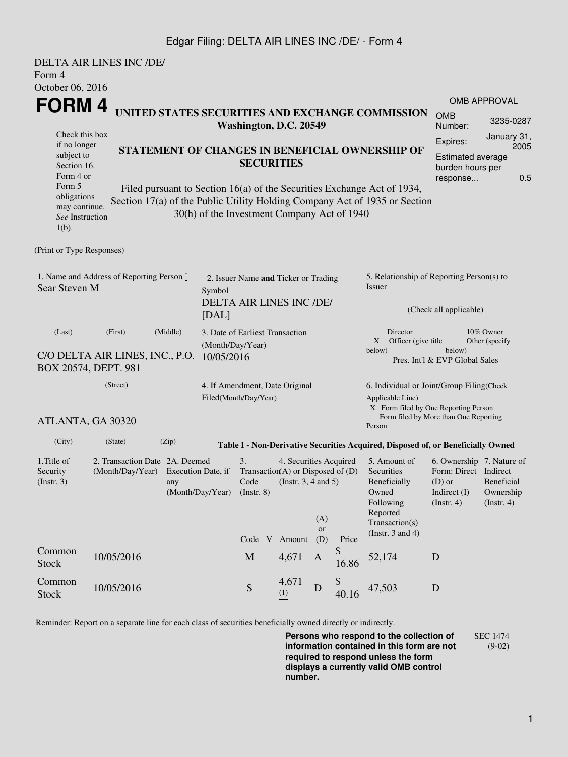Edgar Filing: DELTA AIR LINES INC /DE/ - Form 4

DELTA AIR LINES INC /DE/
Form 4
October 06, 2016

# FORM 4

Check this box if no longer subject to Section 16. Form 4 or Form 5 obligations may continue. *See* Instruction 1(b).

## UNITED STATES SECURITIES AND EXCHANGE COMMISSION
**Washington, D.C. 20549**

## STATEMENT OF CHANGES IN BENEFICIAL OWNERSHIP OF SECURITIES

Filed pursuant to Section 16(a) of the Securities Exchange Act of 1934, Section 17(a) of the Public Utility Holding Company Act of 1935 or Section 30(h) of the Investment Company Act of 1940

| OMB APPROVAL | |
|---|---|
| OMB Number: | 3235-0287 |
| Expires: | January 31, 2005 |
| Estimated average burden hours per response... | 0.5 |

(Print or Type Responses)

1. Name and Address of Reporting Person *
Sear Steven M

(Last) (First) (Middle)

C/O DELTA AIR LINES, INC., P.O. BOX 20574, DEPT. 981

(Street)

ATLANTA, GA 30320

(City) (State) (Zip)

2. Issuer Name **and** Ticker or Trading Symbol
DELTA AIR LINES INC /DE/ [DAL]

3. Date of Earliest Transaction (Month/Day/Year)
10/05/2016

4. If Amendment, Date Original Filed(Month/Day/Year)

5. Relationship of Reporting Person(s) to Issuer

(Check all applicable)

_____ Director _____ 10% Owner
__X__ Officer (give title below) _____ Other (specify below)
Pres. Int'l & EVP Global Sales

6. Individual or Joint/Group Filing(Check Applicable Line)
_X_ Form filed by One Reporting Person
___ Form filed by More than One Reporting Person

**Table I - Non-Derivative Securities Acquired, Disposed of, or Beneficially Owned**

| 1.Title of Security (Instr. 3) | 2. Transaction Date (Month/Day/Year) | 2A. Deemed Execution Date, if any (Month/Day/Year) | 3. Transaction Code (Instr. 8) | | 4. Securities Acquired (A) or Disposed of (D) (Instr. 3, 4 and 5) | | | 5. Amount of Securities Beneficially Owned Following Reported Transaction(s) (Instr. 3 and 4) | 6. Ownership Form: Direct (D) or Indirect (I) (Instr. 4) | 7. Nature of Indirect Beneficial Ownership (Instr. 4) |
|---|---|---|---|---|---|---|---|---|---|---|
| | | | Code | V | Amount | (A) or (D) | Price | | | |
| Common Stock | 10/05/2016 | | M | | 4,671 | A | $ 16.86 | 52,174 | D | |
| Common Stock | 10/05/2016 | | S | | 4,671 (1) | D | $ 40.16 | 47,503 | D | |

Reminder: Report on a separate line for each class of securities beneficially owned directly or indirectly.

**Persons who respond to the collection of information contained in this form are not required to respond unless the form displays a currently valid OMB control number.**

SEC 1474 (9-02)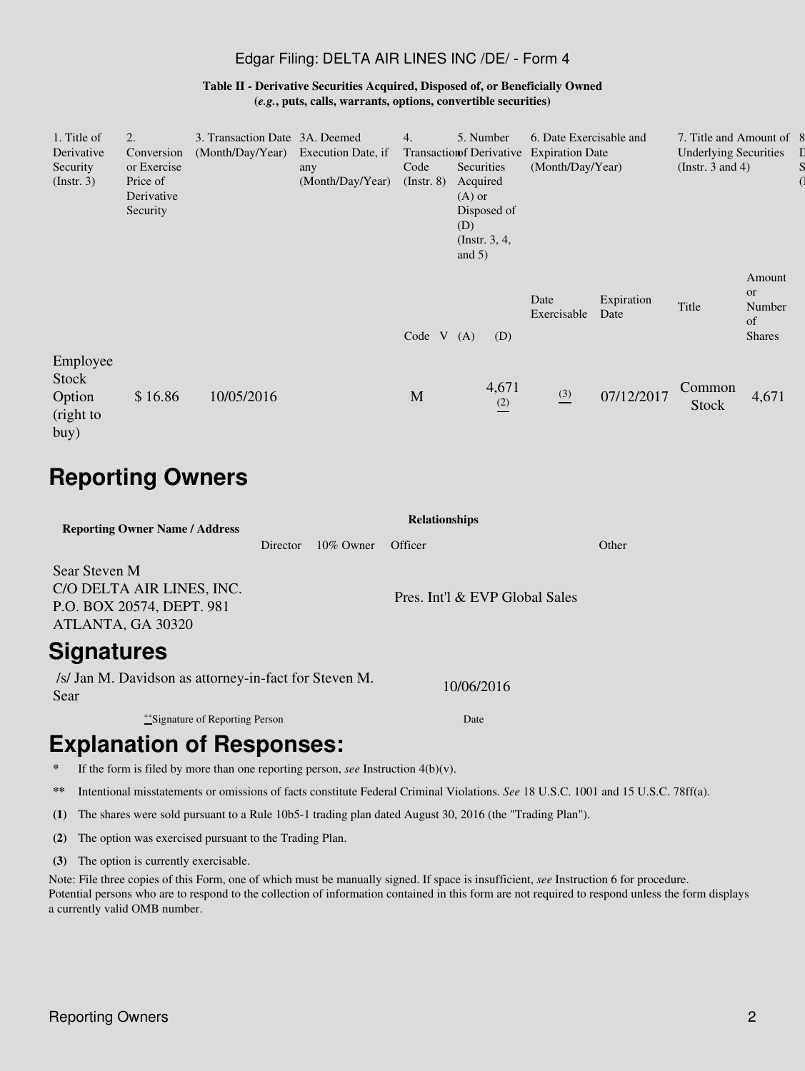Edgar Filing: DELTA AIR LINES INC /DE/ - Form 4

**Table II - Derivative Securities Acquired, Disposed of, or Beneficially Owned**
**(*e.g.*, puts, calls, warrants, options, convertible securities)**

| 1. Title of Derivative Security (Instr. 3) | 2. Conversion or Exercise Price of Derivative Security | 3. Transaction Date (Month/Day/Year) | 3A. Deemed Execution Date, if any (Month/Day/Year) | 4. Transaction Code (Instr. 8) | | 5. Number of Derivative Securities Acquired (A) or Disposed of (D) (Instr. 3, 4, and 5) | | 6. Date Exercisable and Expiration Date (Month/Day/Year) | | 7. Title and Amount of Underlying Securities (Instr. 3 and 4) | |
|---|---|---|---|---|---|---|---|---|---|---|---|
| | | | | Code | V | (A) | (D) | Date Exercisable | Expiration Date | Title | Amount or Number of Shares |
| Employee Stock Option (right to buy) | $ 16.86 | 10/05/2016 | | M | | | 4,671 (2) | (3) | 07/12/2017 | Common Stock | 4,671 |

## Reporting Owners

| Reporting Owner Name / Address | Relationships | | | |
|---|---|---|---|---|
| | Director | 10% Owner | Officer | Other |
| Sear Steven M<br>C/O DELTA AIR LINES, INC.<br>P.O. BOX 20574, DEPT. 981<br>ATLANTA, GA 30320 | | | Pres. Int'l & EVP Global Sales | |

## Signatures

| | |
|---|---|
| /s/ Jan M. Davidson as attorney-in-fact for Steven M. Sear | 10/06/2016 |
| **Signature of Reporting Person | Date |

## Explanation of Responses:

- \* If the form is filed by more than one reporting person, *see* Instruction 4(b)(v).
- \*\* Intentional misstatements or omissions of facts constitute Federal Criminal Violations. *See* 18 U.S.C. 1001 and 15 U.S.C. 78ff(a).
- (1) The shares were sold pursuant to a Rule 10b5-1 trading plan dated August 30, 2016 (the "Trading Plan").
- (2) The option was exercised pursuant to the Trading Plan.
- (3) The option is currently exercisable.

Note: File three copies of this Form, one of which must be manually signed. If space is insufficient, *see* Instruction 6 for procedure.
Potential persons who are to respond to the collection of information contained in this form are not required to respond unless the form displays a currently valid OMB number.